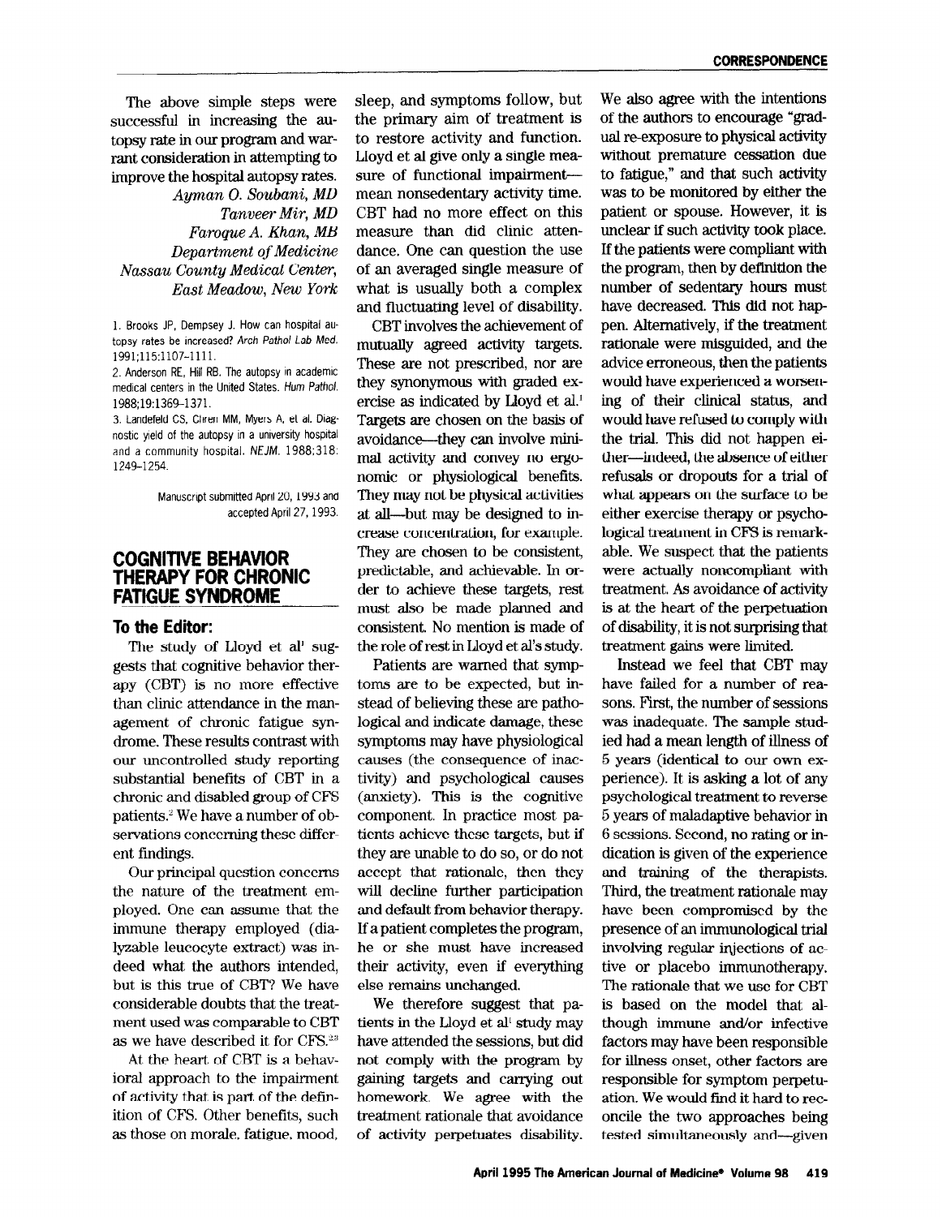The above simple steps were successful in increasing the autopsy rate in our program and warrant consideration in attempting to improve the hospital autopsy rates.

*Ayman O. Soubani, MD*
*Tanveer Mir, MD*
*Faroque A. Khan, MB*
*Department of Medicine*
*Nassau County Medical Center,*
*East Meadow, New York*

1. Brooks JP, Dempsey J. How can hospital autopsy rates be increased? *Arch Pathol Lab Med.* 1991;115:1107–1111.
2. Anderson RE, Hill RB. The autopsy in academic medical centers in the United States. *Hum Pathol.* 1988;19:1369–1371.
3. Landefeld CS, Chren MM, Myers A, et al. Diagnostic yield of the autopsy in a university hospital and a community hospital. *NEJM.* 1988;318:1249–1254.

Manuscript submitted April 20, 1993 and accepted April 27, 1993.

## COGNITIVE BEHAVIOR THERAPY FOR CHRONIC FATIGUE SYNDROME

### To the Editor:

The study of Lloyd et al[1] suggests that cognitive behavior therapy (CBT) is no more effective than clinic attendance in the management of chronic fatigue syndrome. These results contrast with our uncontrolled study reporting substantial benefits of CBT in a chronic and disabled group of CFS patients.[2] We have a number of observations concerning these different findings.

Our principal question concerns the nature of the treatment employed. One can assume that the immune therapy employed (dialyzable leucocyte extract) was indeed what the authors intended, but is this true of CBT? We have considerable doubts that the treatment used was comparable to CBT as we have described it for CFS.[2,3]

At the heart of CBT is a behavioral approach to the impairment of activity that is part of the definition of CFS. Other benefits, such as those on morale, fatigue, mood, sleep, and symptoms follow, but the primary aim of treatment is to restore activity and function. Lloyd et al give only a single measure of functional impairment—mean nonsedentary activity time. CBT had no more effect on this measure than did clinic attendance. One can question the use of an averaged single measure of what is usually both a complex and fluctuating level of disability.

CBT involves the achievement of mutually agreed activity targets. These are not prescribed, nor are they synonymous with graded exercise as indicated by Lloyd et al.[1] Targets are chosen on the basis of avoidance—they can involve minimal activity and convey no ergonomic or physiological benefits. They may not be physical activities at all—but may be designed to increase concentration, for example. They are chosen to be consistent, predictable, and achievable. In order to achieve these targets, rest must also be made planned and consistent. No mention is made of the role of rest in Lloyd et al's study.

Patients are warned that symptoms are to be expected, but instead of believing these are pathological and indicate damage, these symptoms may have physiological causes (the consequence of inactivity) and psychological causes (anxiety). This is the cognitive component. In practice most patients achieve these targets, but if they are unable to do so, or do not accept that rationale, then they will decline further participation and default from behavior therapy. If a patient completes the program, he or she must have increased their activity, even if everything else remains unchanged.

We therefore suggest that patients in the Lloyd et al[1] study may have attended the sessions, but did not comply with the program by gaining targets and carrying out homework. We agree with the treatment rationale that avoidance of activity perpetuates disability. We also agree with the intentions of the authors to encourage "gradual re-exposure to physical activity without premature cessation due to fatigue," and that such activity was to be monitored by either the patient or spouse. However, it is unclear if such activity took place. If the patients were compliant with the program, then by definition the number of sedentary hours must have decreased. This did not happen. Alternatively, if the treatment rationale were misguided, and the advice erroneous, then the patients would have experienced a worsening of their clinical status, and would have refused to comply with the trial. This did not happen either—indeed, the absence of either refusals or dropouts for a trial of what appears on the surface to be either exercise therapy or psychological treatment in CFS is remarkable. We suspect that the patients were actually noncompliant with treatment. As avoidance of activity is at the heart of the perpetuation of disability, it is not surprising that treatment gains were limited.

Instead we feel that CBT may have failed for a number of reasons. First, the number of sessions was inadequate. The sample studied had a mean length of illness of 5 years (identical to our own experience). It is asking a lot of any psychological treatment to reverse 5 years of maladaptive behavior in 6 sessions. Second, no rating or indication is given of the experience and training of the therapists. Third, the treatment rationale may have been compromised by the presence of an immunological trial involving regular injections of active or placebo immunotherapy. The rationale that we use for CBT is based on the model that although immune and/or infective factors may have been responsible for illness onset, other factors are responsible for symptom perpetuation. We would find it hard to reconcile the two approaches being tested simultaneously and—given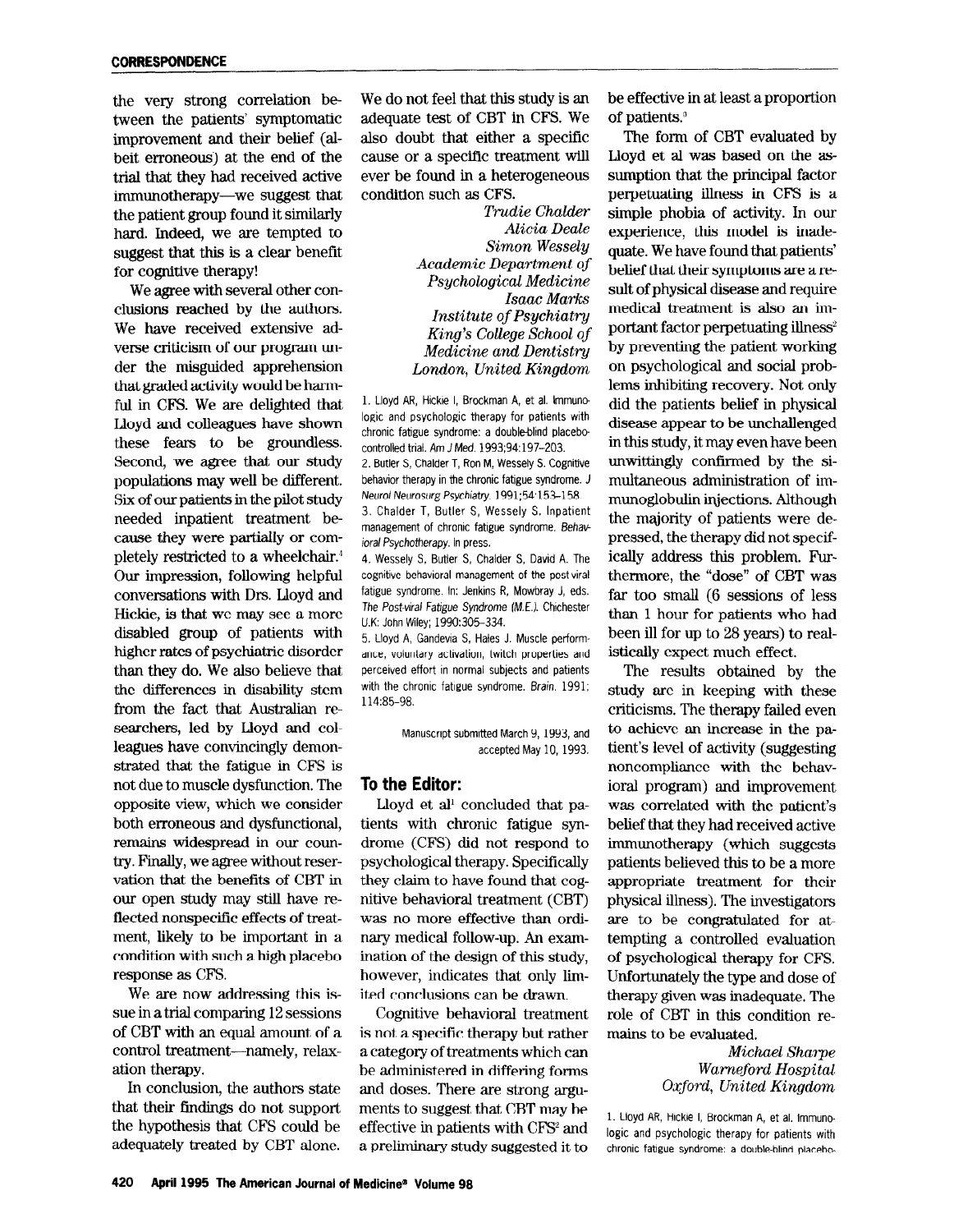the very strong correlation between the patients' symptomatic improvement and their belief (albeit erroneous) at the end of the trial that they had received active immunotherapy—we suggest that the patient group found it similarly hard. Indeed, we are tempted to suggest that this is a clear benefit for cognitive therapy!

We agree with several other conclusions reached by the authors. We have received extensive adverse criticism of our program under the misguided apprehension that graded activity would be harmful in CFS. We are delighted that Lloyd and colleagues have shown these fears to be groundless. Second, we agree that our study populations may well be different. Six of our patients in the pilot study needed inpatient treatment because they were partially or completely restricted to a wheelchair.[3] Our impression, following helpful conversations with Drs. Lloyd and Hickie, is that we may see a more disabled group of patients with higher rates of psychiatric disorder than they do. We also believe that the differences in disability stem from the fact that Australian researchers, led by Lloyd and colleagues have convincingly demonstrated that the fatigue in CFS is not due to muscle dysfunction. The opposite view, which we consider both erroneous and dysfunctional, remains widespread in our country. Finally, we agree without reservation that the benefits of CBT in our open study may still have reflected nonspecific effects of treatment, likely to be important in a condition with such a high placebo response as CFS.

We are now addressing this issue in a trial comparing 12 sessions of CBT with an equal amount of a control treatment—namely, relaxation therapy.

In conclusion, the authors state that their findings do not support the hypothesis that CFS could be adequately treated by CBT alone. We do not feel that this study is an adequate test of CBT in CFS. We also doubt that either a specific cause or a specific treatment will ever be found in a heterogeneous condition such as CFS.

*Trudie Chalder*
*Alicia Deale*
*Simon Wessely*
*Academic Department of Psychological Medicine*
*Isaac Marks*
*Institute of Psychiatry*
*King's College School of Medicine and Dentistry*
*London, United Kingdom*

1. Lloyd AR, Hickie I, Brockman A, et al. Immunologic and psychologic therapy for patients with chronic fatigue syndrome: a double-blind placebo-controlled trial. *Am J Med.* 1993;94:197–203.
2. Butler S, Chalder T, Ron M, Wessely S. Cognitive behavior therapy in the chronic fatigue syndrome. *J Neurol Neurosurg Psychiatry.* 1991;54:153–158.
3. Chalder T, Butler S, Wessely S. Inpatient management of chronic fatigue syndrome. *Behavioral Psychotherapy.* In press.
4. Wessely S, Butler S, Chalder S, David A. The cognitive behavioral management of the post viral fatigue syndrome. In: Jenkins R, Mowbray J, eds. *The Post-viral Fatigue Syndrome (M.E.).* Chichester U.K: John Wiley; 1990:305–334.
5. Lloyd A, Gandevia S, Hales J. Muscle performance, voluntary activation, twitch properties and perceived effort in normal subjects and patients with the chronic fatigue syndrome. *Brain.* 1991; 114:85–98.

Manuscript submitted March 9, 1993, and accepted May 10, 1993.

## To the Editor:

Lloyd et al[1] concluded that patients with chronic fatigue syndrome (CFS) did not respond to psychological therapy. Specifically they claim to have found that cognitive behavioral treatment (CBT) was no more effective than ordinary medical follow-up. An examination of the design of this study, however, indicates that only limited conclusions can be drawn.

Cognitive behavioral treatment is not a specific therapy but rather a category of treatments which can be administered in differing forms and doses. There are strong arguments to suggest that CBT may be effective in patients with CFS[2] and a preliminary study suggested it to be effective in at least a proportion of patients.[3]

The form of CBT evaluated by Lloyd et al was based on the assumption that the principal factor perpetuating illness in CFS is a simple phobia of activity. In our experience, this model is inadequate. We have found that patients' belief that their symptoms are a result of physical disease and require medical treatment is also an important factor perpetuating illness[2] by preventing the patient working on psychological and social problems inhibiting recovery. Not only did the patients belief in physical disease appear to be unchallenged in this study, it may even have been unwittingly confirmed by the simultaneous administration of immunoglobulin injections. Although the majority of patients were depressed, the therapy did not specifically address this problem. Furthermore, the "dose" of CBT was far too small (6 sessions of less than 1 hour for patients who had been ill for up to 28 years) to realistically expect much effect.

The results obtained by the study are in keeping with these criticisms. The therapy failed even to achieve an increase in the patient's level of activity (suggesting noncompliance with the behavioral program) and improvement was correlated with the patient's belief that they had received active immunotherapy (which suggests patients believed this to be a more appropriate treatment for their physical illness). The investigators are to be congratulated for attempting a controlled evaluation of psychological therapy for CFS. Unfortunately the type and dose of therapy given was inadequate. The role of CBT in this condition remains to be evaluated.

*Michael Sharpe*
*Warneford Hospital*
*Oxford, United Kingdom*

1. Lloyd AR, Hickie I, Brockman A, et al. Immunologic and psychologic therapy for patients with chronic fatigue syndrome: a double-blind placebo-